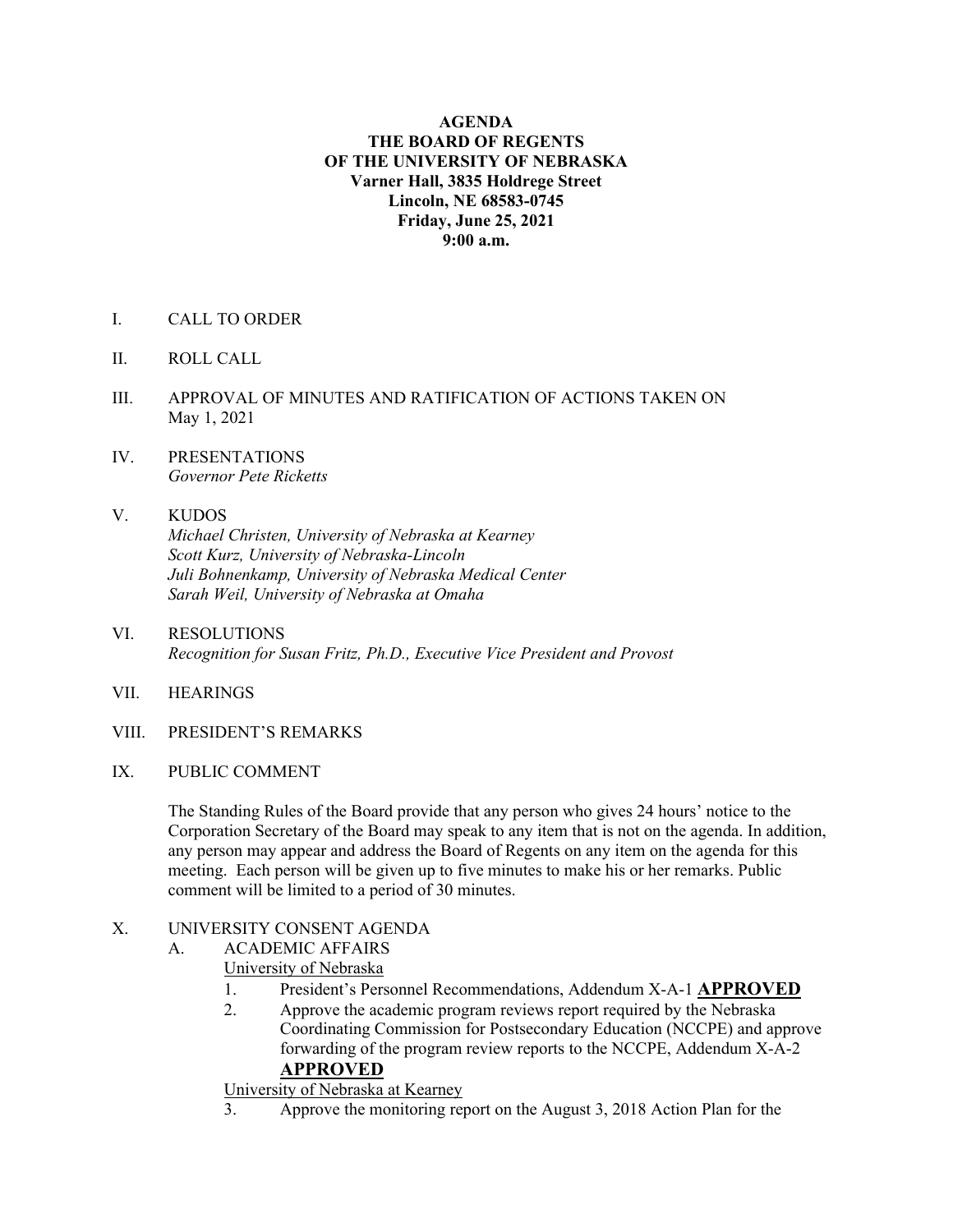**AGENDA**
**THE BOARD OF REGENTS**
**OF THE UNIVERSITY OF NEBRASKA**
**Varner Hall, 3835 Holdrege Street**
**Lincoln, NE 68583-0745**
**Friday, June 25, 2021**
**9:00 a.m.**

I. CALL TO ORDER

II. ROLL CALL

III. APPROVAL OF MINUTES AND RATIFICATION OF ACTIONS TAKEN ON May 1, 2021

IV. PRESENTATIONS
*Governor Pete Ricketts*

V. KUDOS
*Michael Christen, University of Nebraska at Kearney*
*Scott Kurz, University of Nebraska-Lincoln*
*Juli Bohnenkamp, University of Nebraska Medical Center*
*Sarah Weil, University of Nebraska at Omaha*

VI. RESOLUTIONS
*Recognition for Susan Fritz, Ph.D., Executive Vice President and Provost*

VII. HEARINGS

VIII. PRESIDENT'S REMARKS

IX. PUBLIC COMMENT

The Standing Rules of the Board provide that any person who gives 24 hours' notice to the Corporation Secretary of the Board may speak to any item that is not on the agenda. In addition, any person may appear and address the Board of Regents on any item on the agenda for this meeting. Each person will be given up to five minutes to make his or her remarks. Public comment will be limited to a period of 30 minutes.

X. UNIVERSITY CONSENT AGENDA

A. ACADEMIC AFFAIRS

University of Nebraska

1. President's Personnel Recommendations, Addendum X-A-1 **APPROVED**
2. Approve the academic program reviews report required by the Nebraska Coordinating Commission for Postsecondary Education (NCCPE) and approve forwarding of the program review reports to the NCCPE, Addendum X-A-2 **APPROVED**

University of Nebraska at Kearney

3. Approve the monitoring report on the August 3, 2018 Action Plan for the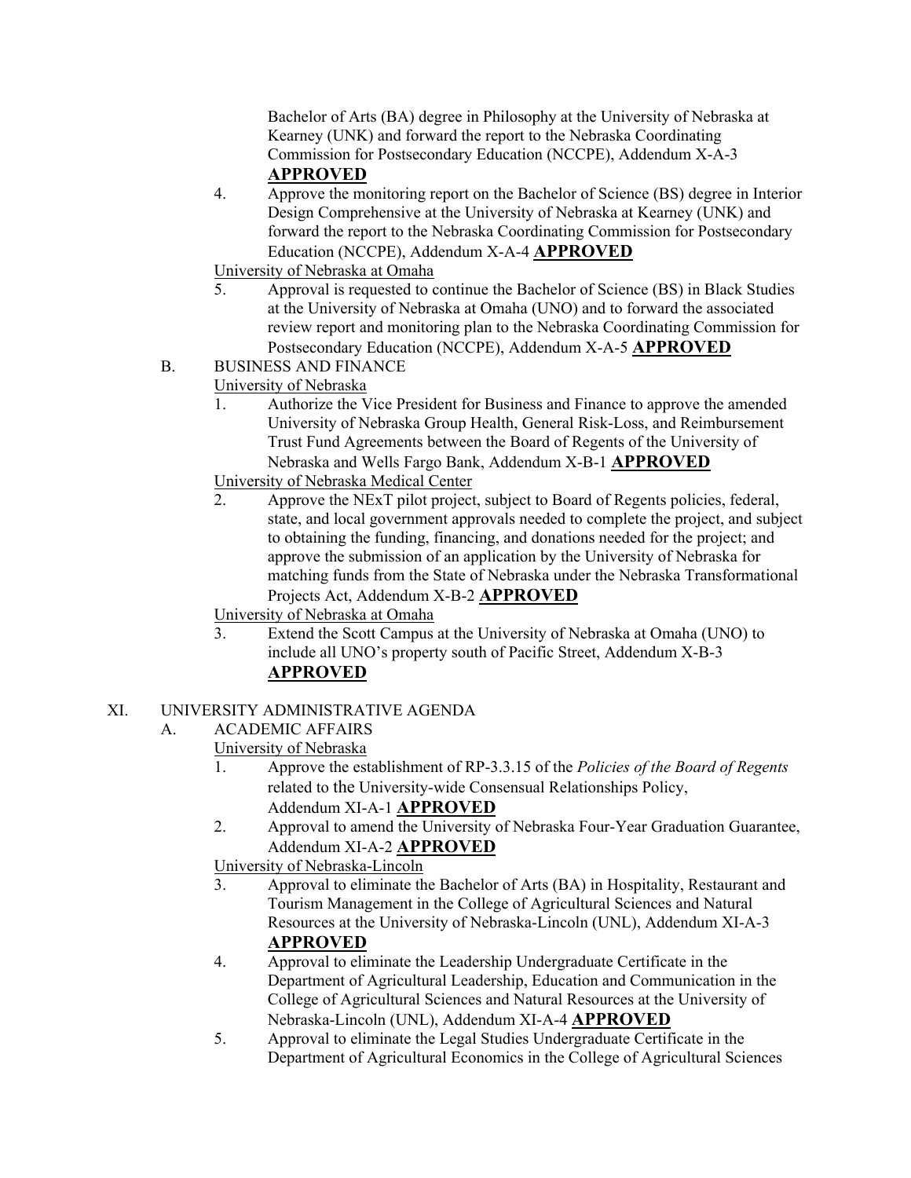Bachelor of Arts (BA) degree in Philosophy at the University of Nebraska at Kearney (UNK) and forward the report to the Nebraska Coordinating Commission for Postsecondary Education (NCCPE), Addendum X-A-3 **APPROVED**

4. Approve the monitoring report on the Bachelor of Science (BS) degree in Interior Design Comprehensive at the University of Nebraska at Kearney (UNK) and forward the report to the Nebraska Coordinating Commission for Postsecondary Education (NCCPE), Addendum X-A-4 **APPROVED**

University of Nebraska at Omaha

5. Approval is requested to continue the Bachelor of Science (BS) in Black Studies at the University of Nebraska at Omaha (UNO) and to forward the associated review report and monitoring plan to the Nebraska Coordinating Commission for Postsecondary Education (NCCPE), Addendum X-A-5 **APPROVED**

B. BUSINESS AND FINANCE

University of Nebraska

1. Authorize the Vice President for Business and Finance to approve the amended University of Nebraska Group Health, General Risk-Loss, and Reimbursement Trust Fund Agreements between the Board of Regents of the University of Nebraska and Wells Fargo Bank, Addendum X-B-1 **APPROVED**

University of Nebraska Medical Center

2. Approve the NExT pilot project, subject to Board of Regents policies, federal, state, and local government approvals needed to complete the project, and subject to obtaining the funding, financing, and donations needed for the project; and approve the submission of an application by the University of Nebraska for matching funds from the State of Nebraska under the Nebraska Transformational Projects Act, Addendum X-B-2 **APPROVED**

University of Nebraska at Omaha

3. Extend the Scott Campus at the University of Nebraska at Omaha (UNO) to include all UNO's property south of Pacific Street, Addendum X-B-3 **APPROVED**

XI. UNIVERSITY ADMINISTRATIVE AGENDA

A. ACADEMIC AFFAIRS

University of Nebraska

1. Approve the establishment of RP-3.3.15 of the *Policies of the Board of Regents* related to the University-wide Consensual Relationships Policy, Addendum XI-A-1 **APPROVED**
2. Approval to amend the University of Nebraska Four-Year Graduation Guarantee, Addendum XI-A-2 **APPROVED**

University of Nebraska-Lincoln

3. Approval to eliminate the Bachelor of Arts (BA) in Hospitality, Restaurant and Tourism Management in the College of Agricultural Sciences and Natural Resources at the University of Nebraska-Lincoln (UNL), Addendum XI-A-3 **APPROVED**
4. Approval to eliminate the Leadership Undergraduate Certificate in the Department of Agricultural Leadership, Education and Communication in the College of Agricultural Sciences and Natural Resources at the University of Nebraska-Lincoln (UNL), Addendum XI-A-4 **APPROVED**
5. Approval to eliminate the Legal Studies Undergraduate Certificate in the Department of Agricultural Economics in the College of Agricultural Sciences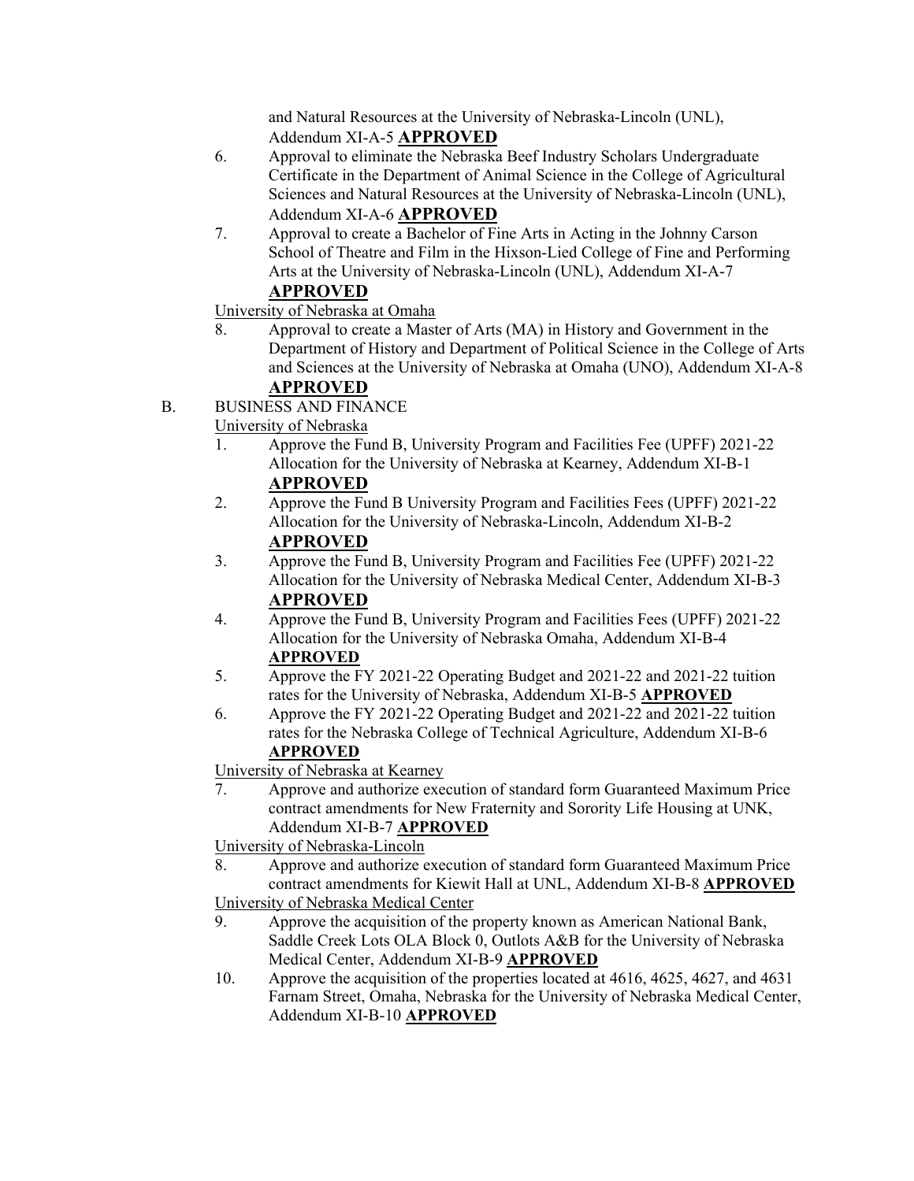and Natural Resources at the University of Nebraska-Lincoln (UNL), Addendum XI-A-5 **APPROVED**

6. Approval to eliminate the Nebraska Beef Industry Scholars Undergraduate Certificate in the Department of Animal Science in the College of Agricultural Sciences and Natural Resources at the University of Nebraska-Lincoln (UNL), Addendum XI-A-6 **APPROVED**
7. Approval to create a Bachelor of Fine Arts in Acting in the Johnny Carson School of Theatre and Film in the Hixson-Lied College of Fine and Performing Arts at the University of Nebraska-Lincoln (UNL), Addendum XI-A-7 **APPROVED**

University of Nebraska at Omaha

8. Approval to create a Master of Arts (MA) in History and Government in the Department of History and Department of Political Science in the College of Arts and Sciences at the University of Nebraska at Omaha (UNO), Addendum XI-A-8 **APPROVED**

B. BUSINESS AND FINANCE

University of Nebraska

1. Approve the Fund B, University Program and Facilities Fee (UPFF) 2021-22 Allocation for the University of Nebraska at Kearney, Addendum XI-B-1 **APPROVED**
2. Approve the Fund B University Program and Facilities Fees (UPFF) 2021-22 Allocation for the University of Nebraska-Lincoln, Addendum XI-B-2 **APPROVED**
3. Approve the Fund B, University Program and Facilities Fee (UPFF) 2021-22 Allocation for the University of Nebraska Medical Center, Addendum XI-B-3 **APPROVED**
4. Approve the Fund B, University Program and Facilities Fees (UPFF) 2021-22 Allocation for the University of Nebraska Omaha, Addendum XI-B-4 **APPROVED**
5. Approve the FY 2021-22 Operating Budget and 2021-22 and 2021-22 tuition rates for the University of Nebraska, Addendum XI-B-5 **APPROVED**
6. Approve the FY 2021-22 Operating Budget and 2021-22 and 2021-22 tuition rates for the Nebraska College of Technical Agriculture, Addendum XI-B-6 **APPROVED**

University of Nebraska at Kearney

7. Approve and authorize execution of standard form Guaranteed Maximum Price contract amendments for New Fraternity and Sorority Life Housing at UNK, Addendum XI-B-7 **APPROVED**

University of Nebraska-Lincoln

8. Approve and authorize execution of standard form Guaranteed Maximum Price contract amendments for Kiewit Hall at UNL, Addendum XI-B-8 **APPROVED**

University of Nebraska Medical Center

9. Approve the acquisition of the property known as American National Bank, Saddle Creek Lots OLA Block 0, Outlots A&B for the University of Nebraska Medical Center, Addendum XI-B-9 **APPROVED**
10. Approve the acquisition of the properties located at 4616, 4625, 4627, and 4631 Farnam Street, Omaha, Nebraska for the University of Nebraska Medical Center, Addendum XI-B-10 **APPROVED**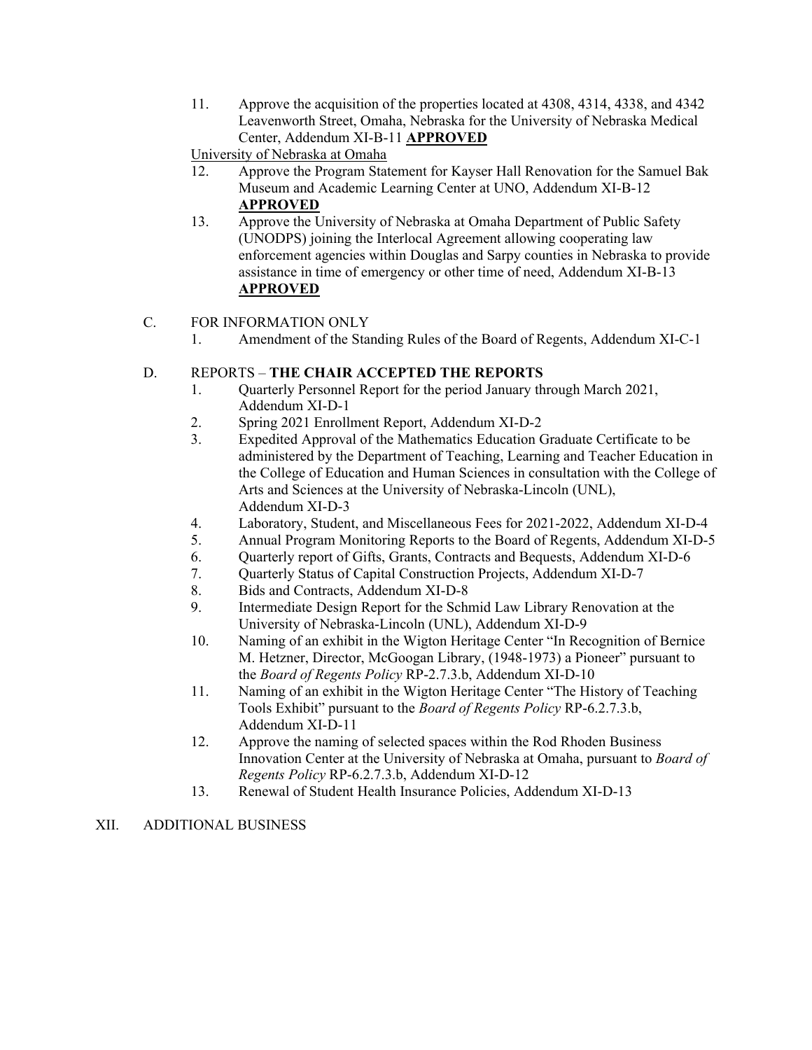11. Approve the acquisition of the properties located at 4308, 4314, 4338, and 4342 Leavenworth Street, Omaha, Nebraska for the University of Nebraska Medical Center, Addendum XI-B-11 **APPROVED**

University of Nebraska at Omaha

12. Approve the Program Statement for Kayser Hall Renovation for the Samuel Bak Museum and Academic Learning Center at UNO, Addendum XI-B-12 **APPROVED**
13. Approve the University of Nebraska at Omaha Department of Public Safety (UNODPS) joining the Interlocal Agreement allowing cooperating law enforcement agencies within Douglas and Sarpy counties in Nebraska to provide assistance in time of emergency or other time of need, Addendum XI-B-13 **APPROVED**

C. FOR INFORMATION ONLY

1. Amendment of the Standing Rules of the Board of Regents, Addendum XI-C-1

D. REPORTS – **THE CHAIR ACCEPTED THE REPORTS**

1. Quarterly Personnel Report for the period January through March 2021, Addendum XI-D-1
2. Spring 2021 Enrollment Report, Addendum XI-D-2
3. Expedited Approval of the Mathematics Education Graduate Certificate to be administered by the Department of Teaching, Learning and Teacher Education in the College of Education and Human Sciences in consultation with the College of Arts and Sciences at the University of Nebraska-Lincoln (UNL), Addendum XI-D-3
4. Laboratory, Student, and Miscellaneous Fees for 2021-2022, Addendum XI-D-4
5. Annual Program Monitoring Reports to the Board of Regents, Addendum XI-D-5
6. Quarterly report of Gifts, Grants, Contracts and Bequests, Addendum XI-D-6
7. Quarterly Status of Capital Construction Projects, Addendum XI-D-7
8. Bids and Contracts, Addendum XI-D-8
9. Intermediate Design Report for the Schmid Law Library Renovation at the University of Nebraska-Lincoln (UNL), Addendum XI-D-9
10. Naming of an exhibit in the Wigton Heritage Center "In Recognition of Bernice M. Hetzner, Director, McGoogan Library, (1948-1973) a Pioneer" pursuant to the *Board of Regents Policy* RP-2.7.3.b, Addendum XI-D-10
11. Naming of an exhibit in the Wigton Heritage Center "The History of Teaching Tools Exhibit" pursuant to the *Board of Regents Policy* RP-6.2.7.3.b, Addendum XI-D-11
12. Approve the naming of selected spaces within the Rod Rhoden Business Innovation Center at the University of Nebraska at Omaha, pursuant to *Board of Regents Policy* RP-6.2.7.3.b, Addendum XI-D-12
13. Renewal of Student Health Insurance Policies, Addendum XI-D-13

XII. ADDITIONAL BUSINESS